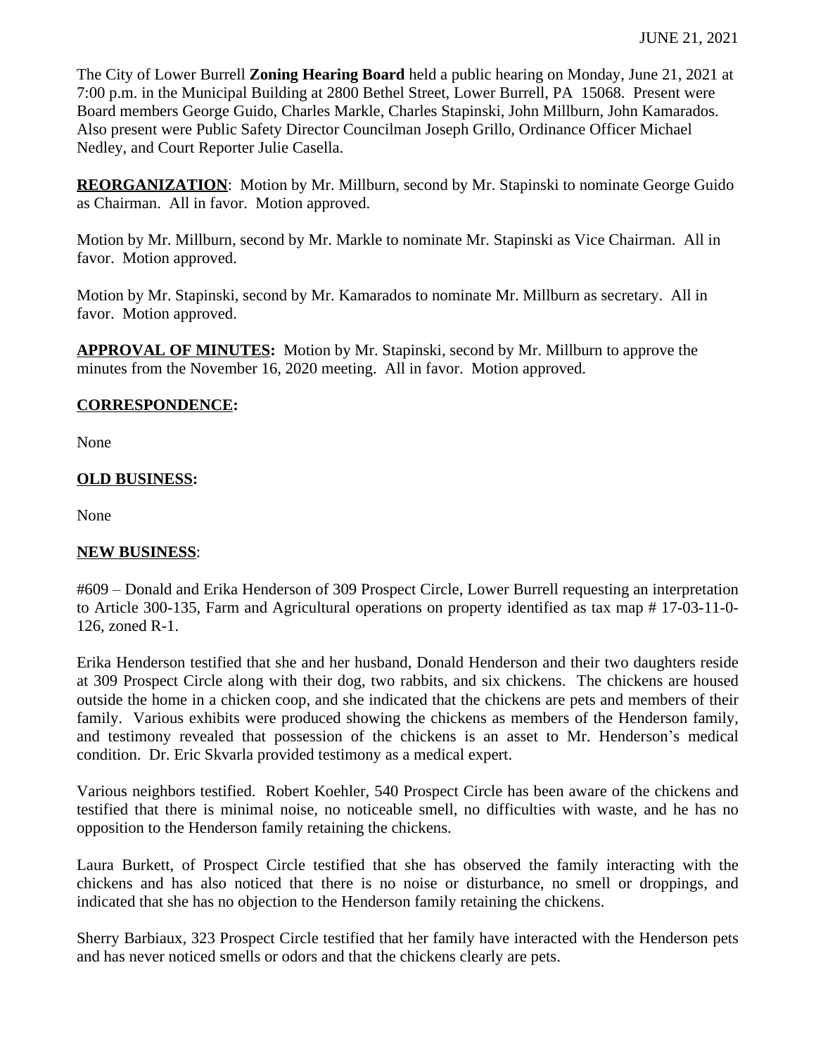JUNE 21, 2021

The City of Lower Burrell **Zoning Hearing Board** held a public hearing on Monday, June 21, 2021 at 7:00 p.m. in the Municipal Building at 2800 Bethel Street, Lower Burrell, PA 15068. Present were Board members George Guido, Charles Markle, Charles Stapinski, John Millburn, John Kamarados. Also present were Public Safety Director Councilman Joseph Grillo, Ordinance Officer Michael Nedley, and Court Reporter Julie Casella.

**REORGANIZATION**: Motion by Mr. Millburn, second by Mr. Stapinski to nominate George Guido as Chairman. All in favor. Motion approved.

Motion by Mr. Millburn, second by Mr. Markle to nominate Mr. Stapinski as Vice Chairman. All in favor. Motion approved.

Motion by Mr. Stapinski, second by Mr. Kamarados to nominate Mr. Millburn as secretary. All in favor. Motion approved.

**APPROVAL OF MINUTES:** Motion by Mr. Stapinski, second by Mr. Millburn to approve the minutes from the November 16, 2020 meeting. All in favor. Motion approved.

**CORRESPONDENCE:**

None

**OLD BUSINESS:**

None

**NEW BUSINESS**:

#609 – Donald and Erika Henderson of 309 Prospect Circle, Lower Burrell requesting an interpretation to Article 300-135, Farm and Agricultural operations on property identified as tax map # 17-03-11-0-126, zoned R-1.

Erika Henderson testified that she and her husband, Donald Henderson and their two daughters reside at 309 Prospect Circle along with their dog, two rabbits, and six chickens. The chickens are housed outside the home in a chicken coop, and she indicated that the chickens are pets and members of their family. Various exhibits were produced showing the chickens as members of the Henderson family, and testimony revealed that possession of the chickens is an asset to Mr. Henderson's medical condition. Dr. Eric Skvarla provided testimony as a medical expert.

Various neighbors testified. Robert Koehler, 540 Prospect Circle has been aware of the chickens and testified that there is minimal noise, no noticeable smell, no difficulties with waste, and he has no opposition to the Henderson family retaining the chickens.

Laura Burkett, of Prospect Circle testified that she has observed the family interacting with the chickens and has also noticed that there is no noise or disturbance, no smell or droppings, and indicated that she has no objection to the Henderson family retaining the chickens.

Sherry Barbiaux, 323 Prospect Circle testified that her family have interacted with the Henderson pets and has never noticed smells or odors and that the chickens clearly are pets.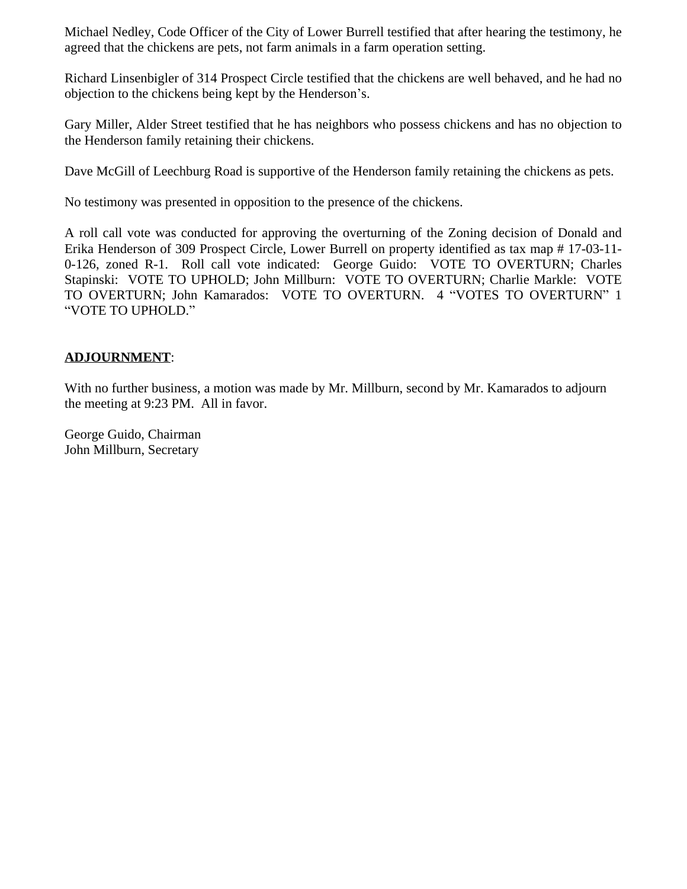Michael Nedley, Code Officer of the City of Lower Burrell testified that after hearing the testimony, he agreed that the chickens are pets, not farm animals in a farm operation setting.

Richard Linsenbigler of 314 Prospect Circle testified that the chickens are well behaved, and he had no objection to the chickens being kept by the Henderson's.

Gary Miller, Alder Street testified that he has neighbors who possess chickens and has no objection to the Henderson family retaining their chickens.

Dave McGill of Leechburg Road is supportive of the Henderson family retaining the chickens as pets.

No testimony was presented in opposition to the presence of the chickens.

A roll call vote was conducted for approving the overturning of the Zoning decision of Donald and Erika Henderson of 309 Prospect Circle, Lower Burrell on property identified as tax map # 17-03-11-0-126, zoned R-1. Roll call vote indicated: George Guido: VOTE TO OVERTURN; Charles Stapinski: VOTE TO UPHOLD; John Millburn: VOTE TO OVERTURN; Charlie Markle: VOTE TO OVERTURN; John Kamarados: VOTE TO OVERTURN. 4 "VOTES TO OVERTURN" 1 "VOTE TO UPHOLD."

**ADJOURNMENT**:

With no further business, a motion was made by Mr. Millburn, second by Mr. Kamarados to adjourn the meeting at 9:23 PM. All in favor.

George Guido, Chairman
John Millburn, Secretary